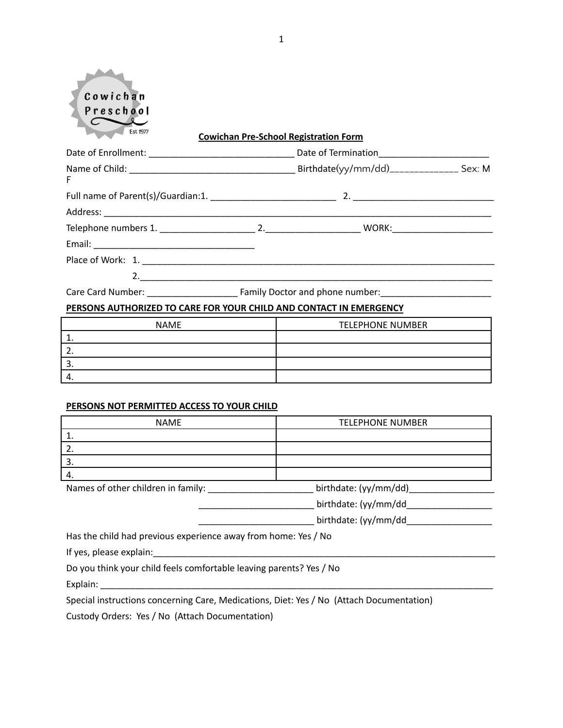## Cowichan Pre-School Registration Form

Date of Enrollment: ______________________________ Date of Termination_______________________

Name of Child: __________________________________ Birthdate(yy/mm/dd)______________ Sex: M F

Full name of Parent(s)/Guardian:1. _________________________ 2. _____________________________

Address: _________________________________________________________________________________

Telephone numbers 1. ___________________ 2.___________________ WORK:____________________

Email: _________________________________

Place of Work: 1. ____________________________________________________________________________

2.___________________________________________________________________________

Care Card Number: __________________ Family Doctor and phone number:______________________

**PERSONS AUTHORIZED TO CARE FOR YOUR CHILD AND CONTACT IN EMERGENCY**

| NAME | TELEPHONE NUMBER |
|---|---|
| 1. | |
| 2. | |
| 3. | |
| 4. | |

**PERSONS NOT PERMITTED ACCESS TO YOUR CHILD**

| NAME | TELEPHONE NUMBER |
|---|---|
| 1. | |
| 2. | |
| 3. | |
| 4. | |

Names of other children in family: _____________________ birthdate: (yy/mm/dd)_________________

_______________________ birthdate: (yy/mm/dd_________________

_______________________ birthdate: (yy/mm/dd_________________

Has the child had previous experience away from home: Yes / No

If yes, please explain:_________________________________________________________________________

Do you think your child feels comfortable leaving parents? Yes / No

Explain: _________________________________________________________________________________

Special instructions concerning Care, Medications, Diet: Yes / No (Attach Documentation)

Custody Orders: Yes / No (Attach Documentation)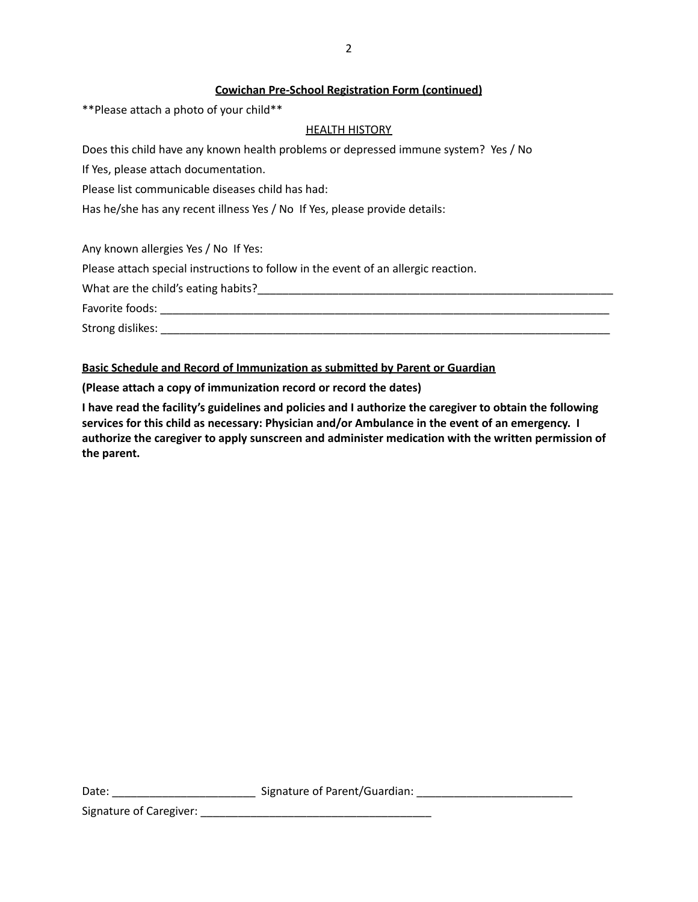**Cowichan Pre-School Registration Form (continued)**

**Please attach a photo of your child**

HEALTH HISTORY

Does this child have any known health problems or depressed immune system? Yes / No

If Yes, please attach documentation.

Please list communicable diseases child has had:

Has he/she has any recent illness Yes / No If Yes, please provide details:

Any known allergies Yes / No If Yes:

Please attach special instructions to follow in the event of an allergic reaction.

What are the child's eating habits?___________________________________________________________

Favorite foods: ____________________________________________________________________________

Strong dislikes: ____________________________________________________________________________

**Basic Schedule and Record of Immunization as submitted by Parent or Guardian**

**(Please attach a copy of immunization record or record the dates)**

**I have read the facility's guidelines and policies and I authorize the caregiver to obtain the following services for this child as necessary: Physician and/or Ambulance in the event of an emergency. I authorize the caregiver to apply sunscreen and administer medication with the written permission of the parent.**

Date: _______________________ Signature of Parent/Guardian: _________________________

Signature of Caregiver: _____________________________________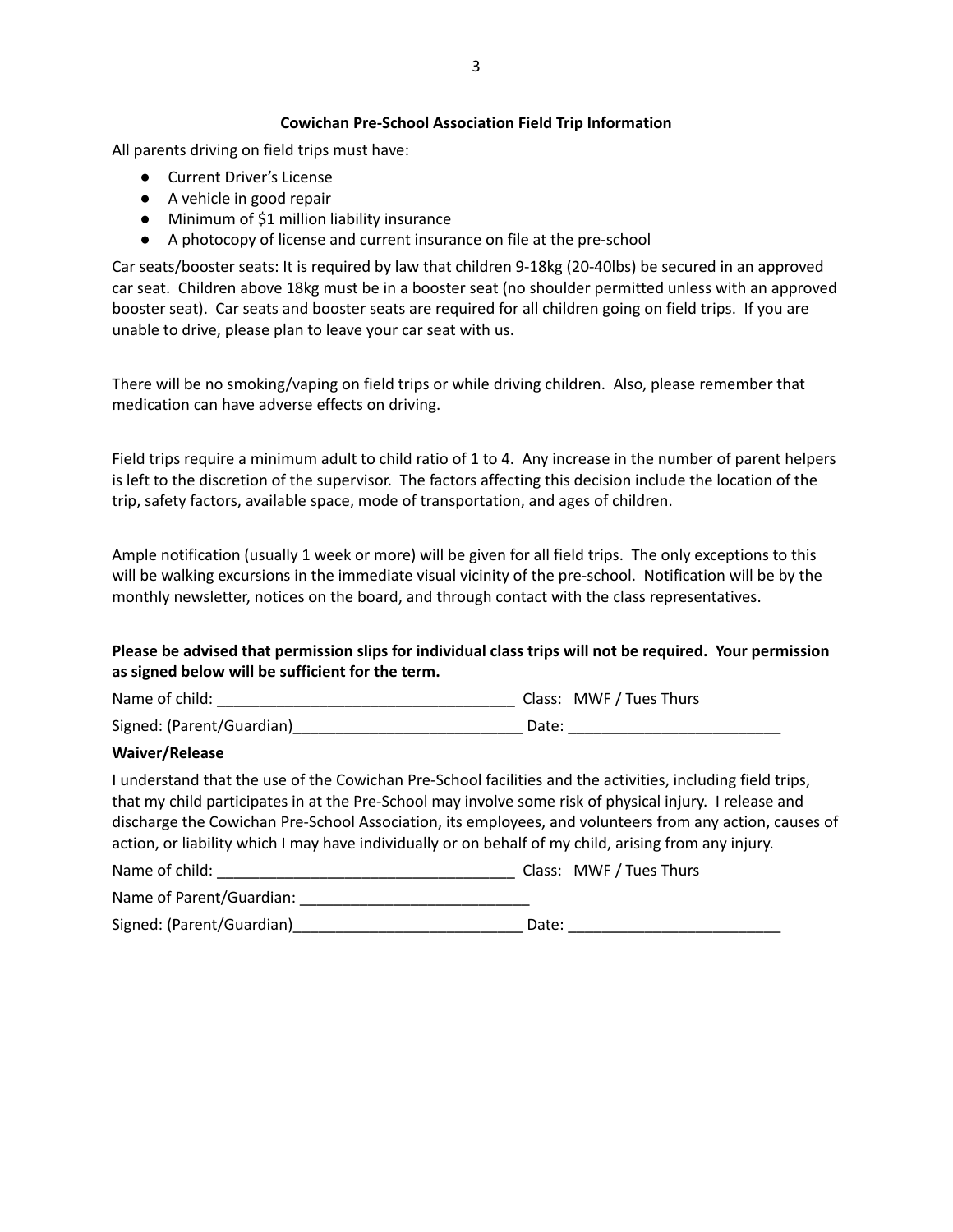## Cowichan Pre-School Association Field Trip Information

All parents driving on field trips must have:

- Current Driver's License
- A vehicle in good repair
- Minimum of $1 million liability insurance
- A photocopy of license and current insurance on file at the pre-school

Car seats/booster seats: It is required by law that children 9-18kg (20-40lbs) be secured in an approved car seat. Children above 18kg must be in a booster seat (no shoulder permitted unless with an approved booster seat). Car seats and booster seats are required for all children going on field trips. If you are unable to drive, please plan to leave your car seat with us.

There will be no smoking/vaping on field trips or while driving children. Also, please remember that medication can have adverse effects on driving.

Field trips require a minimum adult to child ratio of 1 to 4. Any increase in the number of parent helpers is left to the discretion of the supervisor. The factors affecting this decision include the location of the trip, safety factors, available space, mode of transportation, and ages of children.

Ample notification (usually 1 week or more) will be given for all field trips. The only exceptions to this will be walking excursions in the immediate visual vicinity of the pre-school. Notification will be by the monthly newsletter, notices on the board, and through contact with the class representatives.

**Please be advised that permission slips for individual class trips will not be required. Your permission as signed below will be sufficient for the term.**

Name of child: ___________________________________ Class: MWF / Tues Thurs

Signed: (Parent/Guardian)___________________________ Date: _________________________

**Waiver/Release**

I understand that the use of the Cowichan Pre-School facilities and the activities, including field trips, that my child participates in at the Pre-School may involve some risk of physical injury. I release and discharge the Cowichan Pre-School Association, its employees, and volunteers from any action, causes of action, or liability which I may have individually or on behalf of my child, arising from any injury.

Name of child: ___________________________________ Class: MWF / Tues Thurs

Name of Parent/Guardian: ___________________________

Signed: (Parent/Guardian)___________________________ Date: _________________________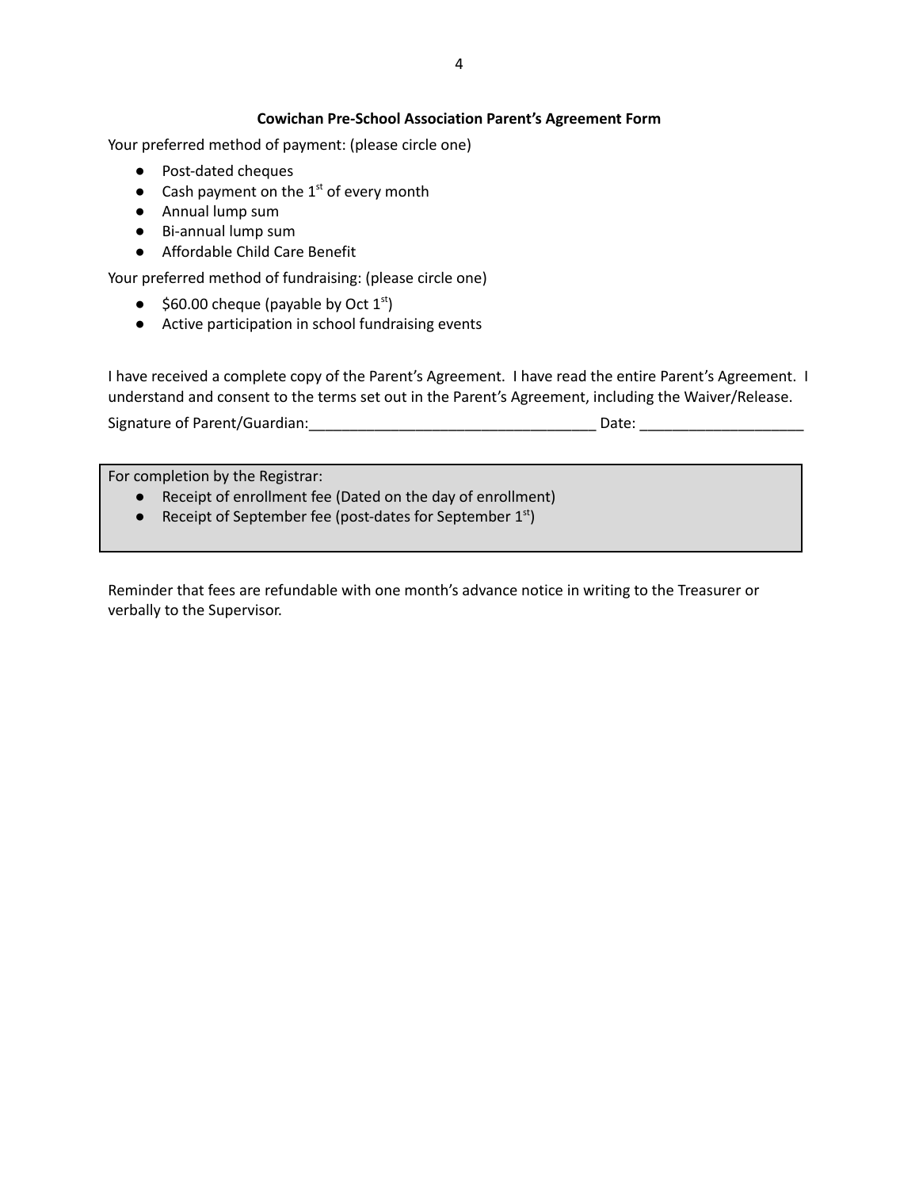**Cowichan Pre-School Association Parent's Agreement Form**

Your preferred method of payment: (please circle one)

- Post-dated cheques
- Cash payment on the 1st of every month
- Annual lump sum
- Bi-annual lump sum
- Affordable Child Care Benefit

Your preferred method of fundraising: (please circle one)

- $60.00 cheque (payable by Oct 1st)
- Active participation in school fundraising events

I have received a complete copy of the Parent's Agreement. I have read the entire Parent's Agreement. I understand and consent to the terms set out in the Parent's Agreement, including the Waiver/Release.

Signature of Parent/Guardian:___________________________________ Date: ___________________

For completion by the Registrar:

- Receipt of enrollment fee (Dated on the day of enrollment)
- Receipt of September fee (post-dates for September 1st)

Reminder that fees are refundable with one month's advance notice in writing to the Treasurer or verbally to the Supervisor.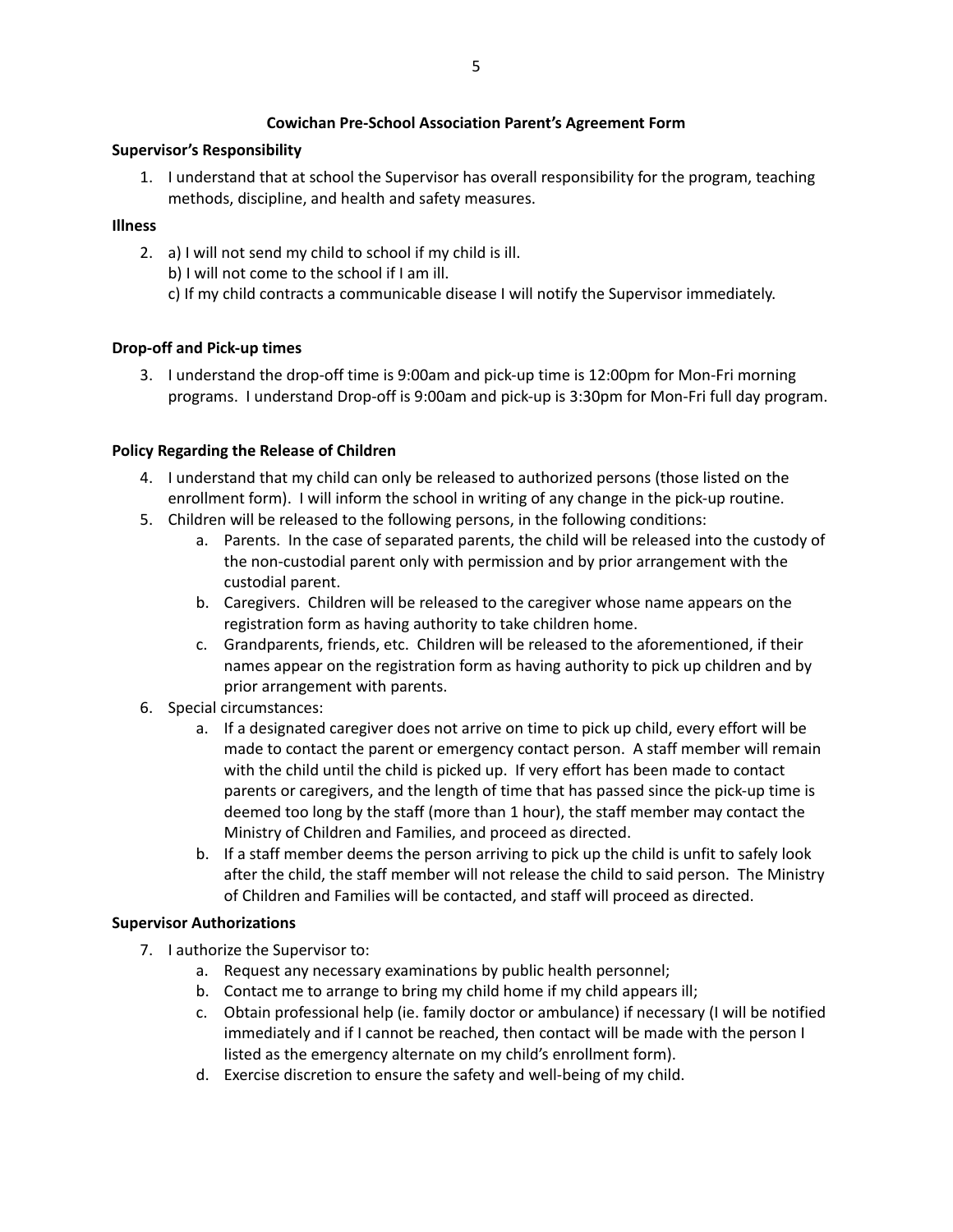## Cowichan Pre-School Association Parent's Agreement Form

**Supervisor's Responsibility**

1. I understand that at school the Supervisor has overall responsibility for the program, teaching methods, discipline, and health and safety measures.

**Illness**

2. a) I will not send my child to school if my child is ill.
   b) I will not come to the school if I am ill.
   c) If my child contracts a communicable disease I will notify the Supervisor immediately.

**Drop-off and Pick-up times**

3. I understand the drop-off time is 9:00am and pick-up time is 12:00pm for Mon-Fri morning programs. I understand Drop-off is 9:00am and pick-up is 3:30pm for Mon-Fri full day program.

**Policy Regarding the Release of Children**

4. I understand that my child can only be released to authorized persons (those listed on the enrollment form). I will inform the school in writing of any change in the pick-up routine.
5. Children will be released to the following persons, in the following conditions:
   a. Parents. In the case of separated parents, the child will be released into the custody of the non-custodial parent only with permission and by prior arrangement with the custodial parent.
   b. Caregivers. Children will be released to the caregiver whose name appears on the registration form as having authority to take children home.
   c. Grandparents, friends, etc. Children will be released to the aforementioned, if their names appear on the registration form as having authority to pick up children and by prior arrangement with parents.
6. Special circumstances:
   a. If a designated caregiver does not arrive on time to pick up child, every effort will be made to contact the parent or emergency contact person. A staff member will remain with the child until the child is picked up. If very effort has been made to contact parents or caregivers, and the length of time that has passed since the pick-up time is deemed too long by the staff (more than 1 hour), the staff member may contact the Ministry of Children and Families, and proceed as directed.
   b. If a staff member deems the person arriving to pick up the child is unfit to safely look after the child, the staff member will not release the child to said person. The Ministry of Children and Families will be contacted, and staff will proceed as directed.

**Supervisor Authorizations**

7. I authorize the Supervisor to:
   a. Request any necessary examinations by public health personnel;
   b. Contact me to arrange to bring my child home if my child appears ill;
   c. Obtain professional help (ie. family doctor or ambulance) if necessary (I will be notified immediately and if I cannot be reached, then contact will be made with the person I listed as the emergency alternate on my child's enrollment form).
   d. Exercise discretion to ensure the safety and well-being of my child.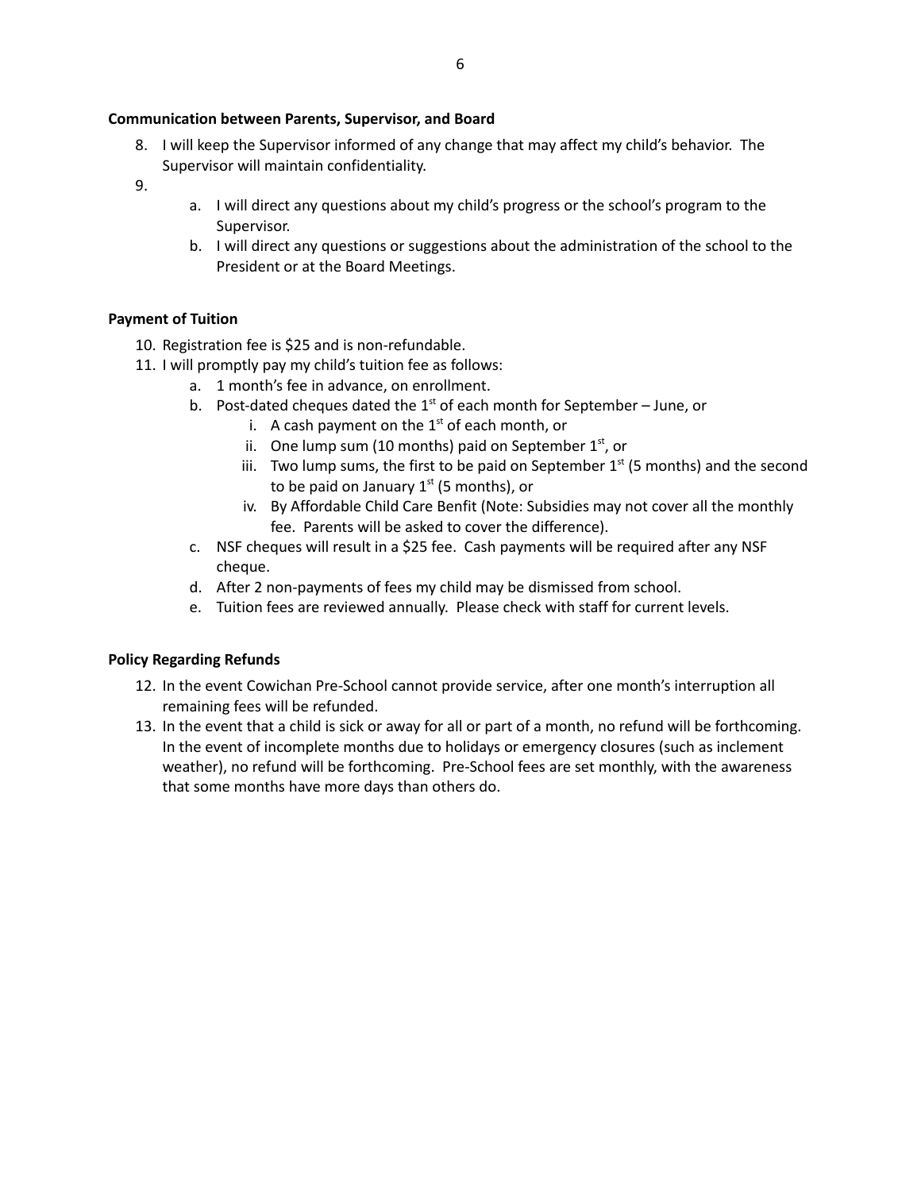**Communication between Parents, Supervisor, and Board**

8. I will keep the Supervisor informed of any change that may affect my child's behavior. The Supervisor will maintain confidentiality.
9. 
    a. I will direct any questions about my child's progress or the school's program to the Supervisor.
    b. I will direct any questions or suggestions about the administration of the school to the President or at the Board Meetings.

**Payment of Tuition**

10. Registration fee is $25 and is non-refundable.
11. I will promptly pay my child's tuition fee as follows:
    a. 1 month's fee in advance, on enrollment.
    b. Post-dated cheques dated the 1st of each month for September – June, or
        i. A cash payment on the 1st of each month, or
        ii. One lump sum (10 months) paid on September 1st, or
        iii. Two lump sums, the first to be paid on September 1st (5 months) and the second to be paid on January 1st (5 months), or
        iv. By Affordable Child Care Benfit (Note: Subsidies may not cover all the monthly fee. Parents will be asked to cover the difference).
    c. NSF cheques will result in a $25 fee. Cash payments will be required after any NSF cheque.
    d. After 2 non-payments of fees my child may be dismissed from school.
    e. Tuition fees are reviewed annually. Please check with staff for current levels.

**Policy Regarding Refunds**

12. In the event Cowichan Pre-School cannot provide service, after one month's interruption all remaining fees will be refunded.
13. In the event that a child is sick or away for all or part of a month, no refund will be forthcoming. In the event of incomplete months due to holidays or emergency closures (such as inclement weather), no refund will be forthcoming. Pre-School fees are set monthly, with the awareness that some months have more days than others do.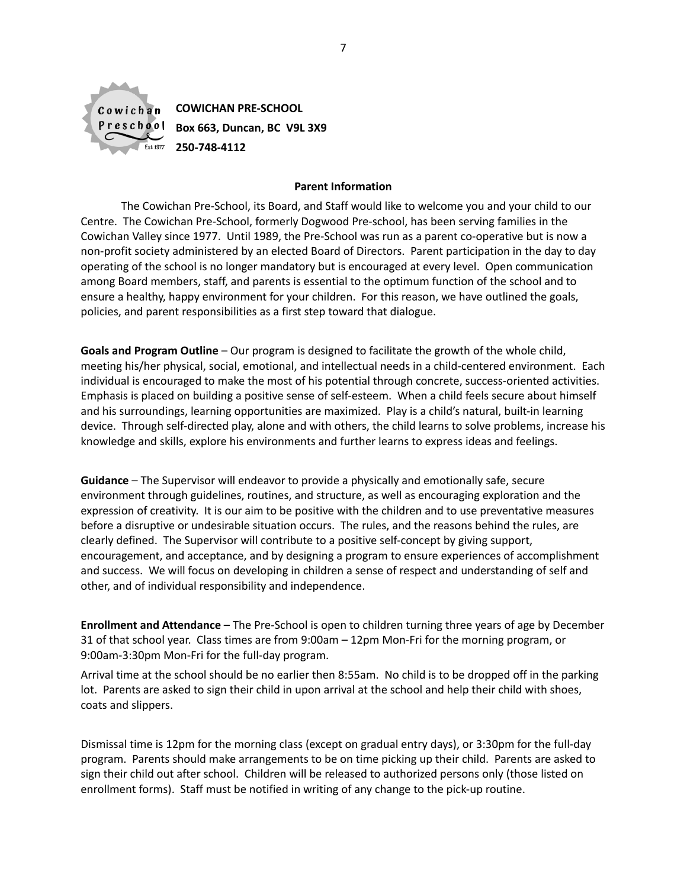**COWICHAN PRE-SCHOOL**
**Box 663, Duncan, BC V9L 3X9**
**250-748-4112**

## Parent Information

The Cowichan Pre-School, its Board, and Staff would like to welcome you and your child to our Centre. The Cowichan Pre-School, formerly Dogwood Pre-school, has been serving families in the Cowichan Valley since 1977. Until 1989, the Pre-School was run as a parent co-operative but is now a non-profit society administered by an elected Board of Directors. Parent participation in the day to day operating of the school is no longer mandatory but is encouraged at every level. Open communication among Board members, staff, and parents is essential to the optimum function of the school and to ensure a healthy, happy environment for your children. For this reason, we have outlined the goals, policies, and parent responsibilities as a first step toward that dialogue.

**Goals and Program Outline** – Our program is designed to facilitate the growth of the whole child, meeting his/her physical, social, emotional, and intellectual needs in a child-centered environment. Each individual is encouraged to make the most of his potential through concrete, success-oriented activities. Emphasis is placed on building a positive sense of self-esteem. When a child feels secure about himself and his surroundings, learning opportunities are maximized. Play is a child's natural, built-in learning device. Through self-directed play, alone and with others, the child learns to solve problems, increase his knowledge and skills, explore his environments and further learns to express ideas and feelings.

**Guidance** – The Supervisor will endeavor to provide a physically and emotionally safe, secure environment through guidelines, routines, and structure, as well as encouraging exploration and the expression of creativity. It is our aim to be positive with the children and to use preventative measures before a disruptive or undesirable situation occurs. The rules, and the reasons behind the rules, are clearly defined. The Supervisor will contribute to a positive self-concept by giving support, encouragement, and acceptance, and by designing a program to ensure experiences of accomplishment and success. We will focus on developing in children a sense of respect and understanding of self and other, and of individual responsibility and independence.

**Enrollment and Attendance** – The Pre-School is open to children turning three years of age by December 31 of that school year. Class times are from 9:00am – 12pm Mon-Fri for the morning program, or 9:00am-3:30pm Mon-Fri for the full-day program.

Arrival time at the school should be no earlier then 8:55am. No child is to be dropped off in the parking lot. Parents are asked to sign their child in upon arrival at the school and help their child with shoes, coats and slippers.

Dismissal time is 12pm for the morning class (except on gradual entry days), or 3:30pm for the full-day program. Parents should make arrangements to be on time picking up their child. Parents are asked to sign their child out after school. Children will be released to authorized persons only (those listed on enrollment forms). Staff must be notified in writing of any change to the pick-up routine.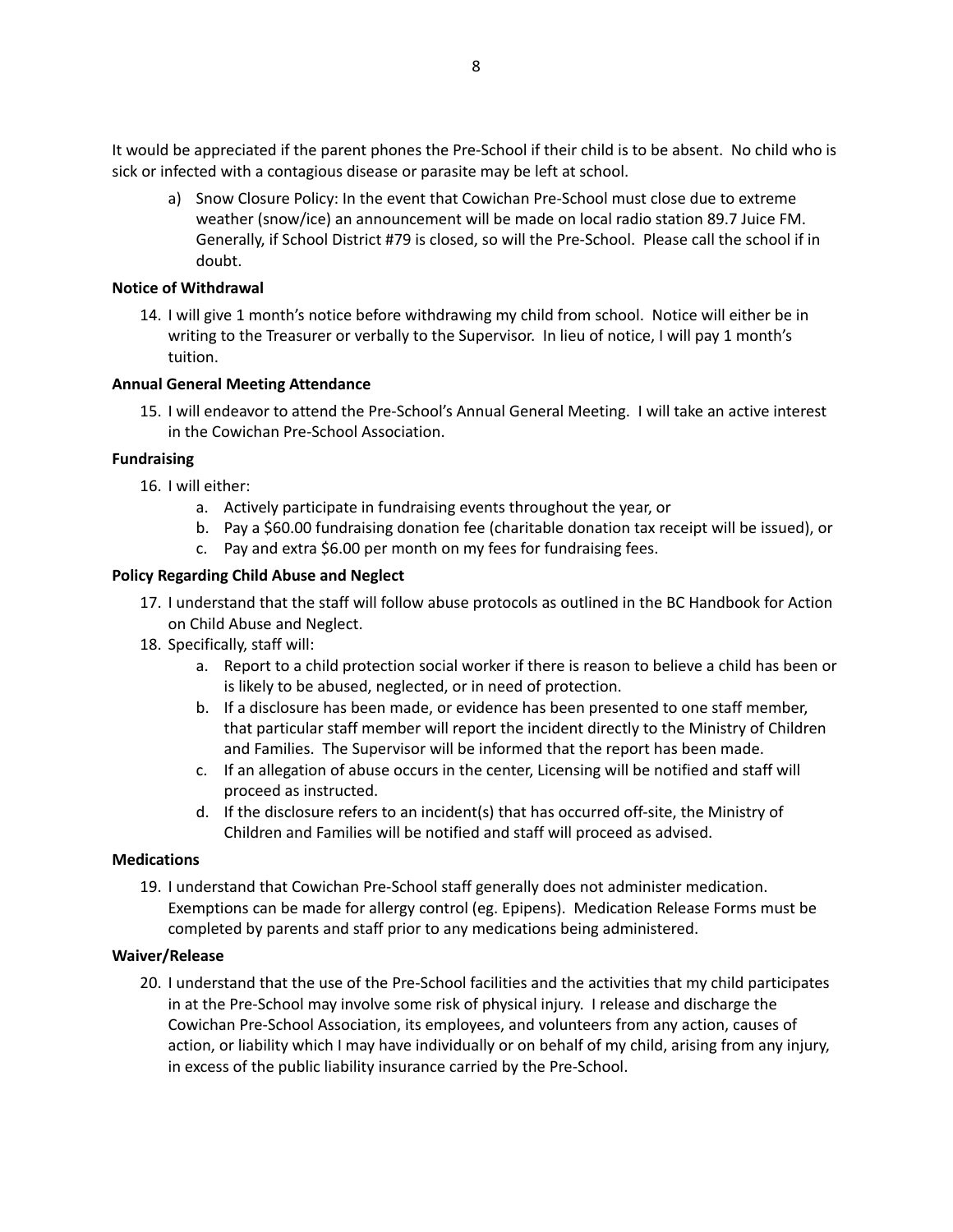It would be appreciated if the parent phones the Pre-School if their child is to be absent. No child who is sick or infected with a contagious disease or parasite may be left at school.

a) Snow Closure Policy: In the event that Cowichan Pre-School must close due to extreme weather (snow/ice) an announcement will be made on local radio station 89.7 Juice FM. Generally, if School District #79 is closed, so will the Pre-School. Please call the school if in doubt.

**Notice of Withdrawal**

14. I will give 1 month's notice before withdrawing my child from school. Notice will either be in writing to the Treasurer or verbally to the Supervisor. In lieu of notice, I will pay 1 month's tuition.

**Annual General Meeting Attendance**

15. I will endeavor to attend the Pre-School's Annual General Meeting. I will take an active interest in the Cowichan Pre-School Association.

**Fundraising**

16. I will either:
    a. Actively participate in fundraising events throughout the year, or
    b. Pay a $60.00 fundraising donation fee (charitable donation tax receipt will be issued), or
    c. Pay and extra $6.00 per month on my fees for fundraising fees.

**Policy Regarding Child Abuse and Neglect**

17. I understand that the staff will follow abuse protocols as outlined in the BC Handbook for Action on Child Abuse and Neglect.
18. Specifically, staff will:
    a. Report to a child protection social worker if there is reason to believe a child has been or is likely to be abused, neglected, or in need of protection.
    b. If a disclosure has been made, or evidence has been presented to one staff member, that particular staff member will report the incident directly to the Ministry of Children and Families. The Supervisor will be informed that the report has been made.
    c. If an allegation of abuse occurs in the center, Licensing will be notified and staff will proceed as instructed.
    d. If the disclosure refers to an incident(s) that has occurred off-site, the Ministry of Children and Families will be notified and staff will proceed as advised.

**Medications**

19. I understand that Cowichan Pre-School staff generally does not administer medication. Exemptions can be made for allergy control (eg. Epipens). Medication Release Forms must be completed by parents and staff prior to any medications being administered.

**Waiver/Release**

20. I understand that the use of the Pre-School facilities and the activities that my child participates in at the Pre-School may involve some risk of physical injury. I release and discharge the Cowichan Pre-School Association, its employees, and volunteers from any action, causes of action, or liability which I may have individually or on behalf of my child, arising from any injury, in excess of the public liability insurance carried by the Pre-School.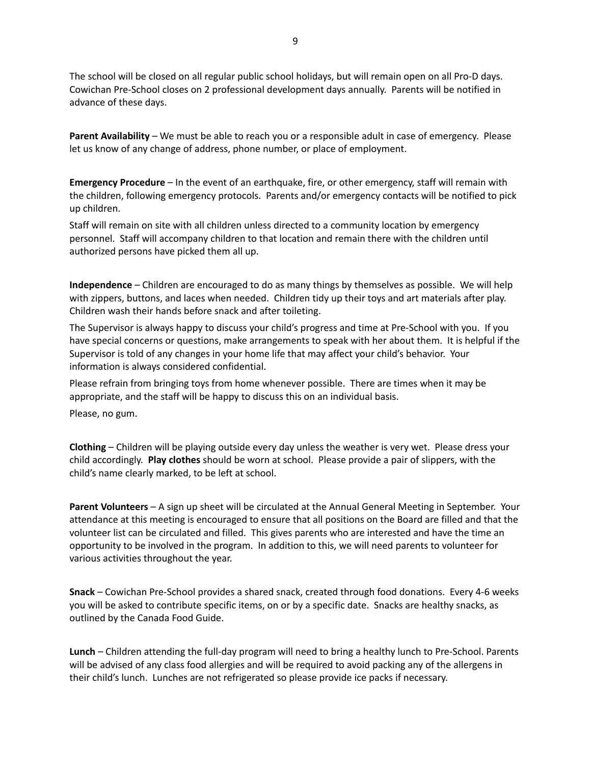The school will be closed on all regular public school holidays, but will remain open on all Pro-D days. Cowichan Pre-School closes on 2 professional development days annually. Parents will be notified in advance of these days.

**Parent Availability** – We must be able to reach you or a responsible adult in case of emergency. Please let us know of any change of address, phone number, or place of employment.

**Emergency Procedure** – In the event of an earthquake, fire, or other emergency, staff will remain with the children, following emergency protocols. Parents and/or emergency contacts will be notified to pick up children.

Staff will remain on site with all children unless directed to a community location by emergency personnel. Staff will accompany children to that location and remain there with the children until authorized persons have picked them all up.

**Independence** – Children are encouraged to do as many things by themselves as possible. We will help with zippers, buttons, and laces when needed. Children tidy up their toys and art materials after play. Children wash their hands before snack and after toileting.

The Supervisor is always happy to discuss your child's progress and time at Pre-School with you. If you have special concerns or questions, make arrangements to speak with her about them. It is helpful if the Supervisor is told of any changes in your home life that may affect your child's behavior. Your information is always considered confidential.

Please refrain from bringing toys from home whenever possible. There are times when it may be appropriate, and the staff will be happy to discuss this on an individual basis.

Please, no gum.

**Clothing** – Children will be playing outside every day unless the weather is very wet. Please dress your child accordingly. **Play clothes** should be worn at school. Please provide a pair of slippers, with the child's name clearly marked, to be left at school.

**Parent Volunteers** – A sign up sheet will be circulated at the Annual General Meeting in September. Your attendance at this meeting is encouraged to ensure that all positions on the Board are filled and that the volunteer list can be circulated and filled. This gives parents who are interested and have the time an opportunity to be involved in the program. In addition to this, we will need parents to volunteer for various activities throughout the year.

**Snack** – Cowichan Pre-School provides a shared snack, created through food donations. Every 4-6 weeks you will be asked to contribute specific items, on or by a specific date. Snacks are healthy snacks, as outlined by the Canada Food Guide.

**Lunch** – Children attending the full-day program will need to bring a healthy lunch to Pre-School. Parents will be advised of any class food allergies and will be required to avoid packing any of the allergens in their child's lunch. Lunches are not refrigerated so please provide ice packs if necessary.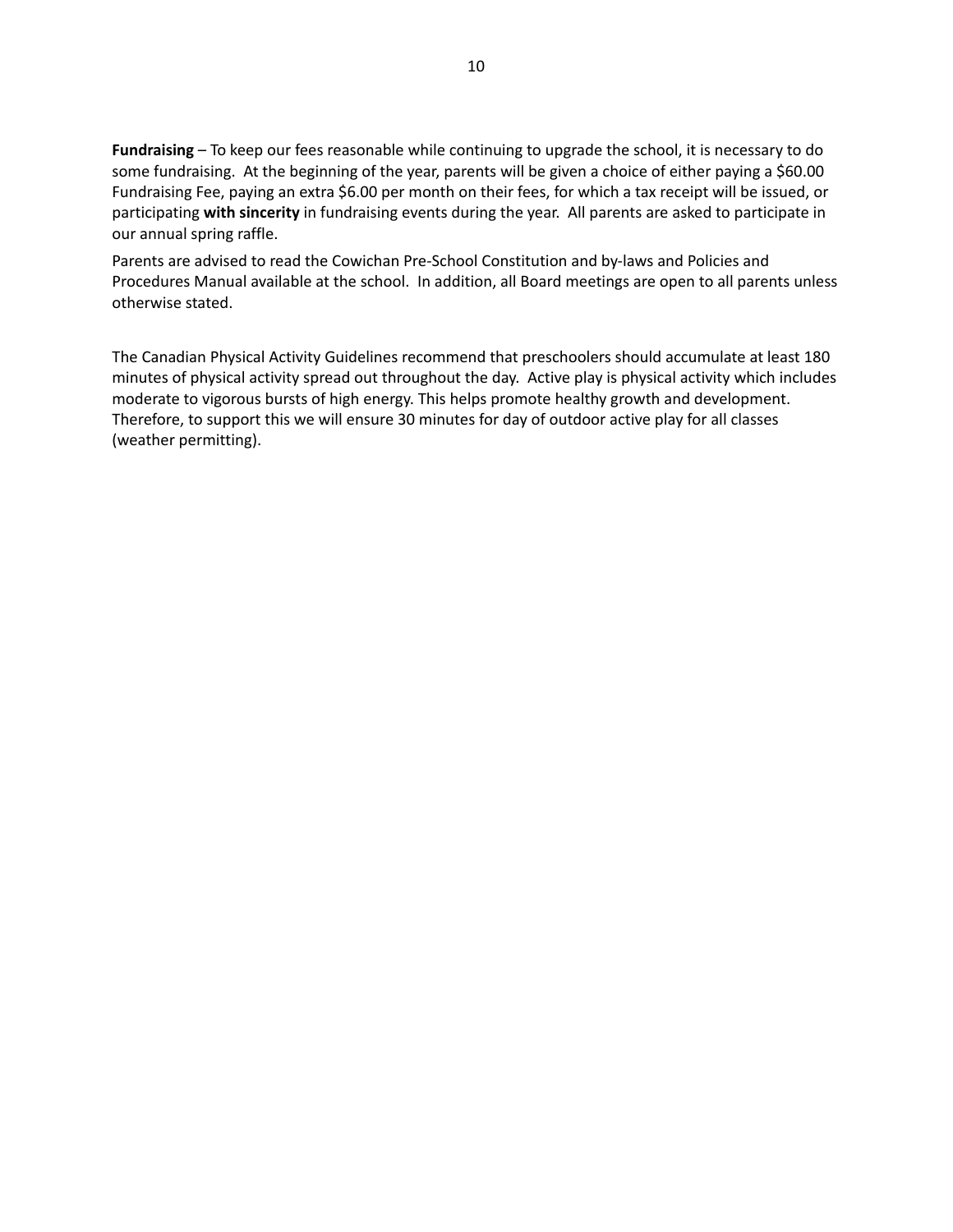**Fundraising** – To keep our fees reasonable while continuing to upgrade the school, it is necessary to do some fundraising. At the beginning of the year, parents will be given a choice of either paying a $60.00 Fundraising Fee, paying an extra $6.00 per month on their fees, for which a tax receipt will be issued, or participating **with sincerity** in fundraising events during the year. All parents are asked to participate in our annual spring raffle.

Parents are advised to read the Cowichan Pre-School Constitution and by-laws and Policies and Procedures Manual available at the school. In addition, all Board meetings are open to all parents unless otherwise stated.

The Canadian Physical Activity Guidelines recommend that preschoolers should accumulate at least 180 minutes of physical activity spread out throughout the day. Active play is physical activity which includes moderate to vigorous bursts of high energy. This helps promote healthy growth and development. Therefore, to support this we will ensure 30 minutes for day of outdoor active play for all classes (weather permitting).